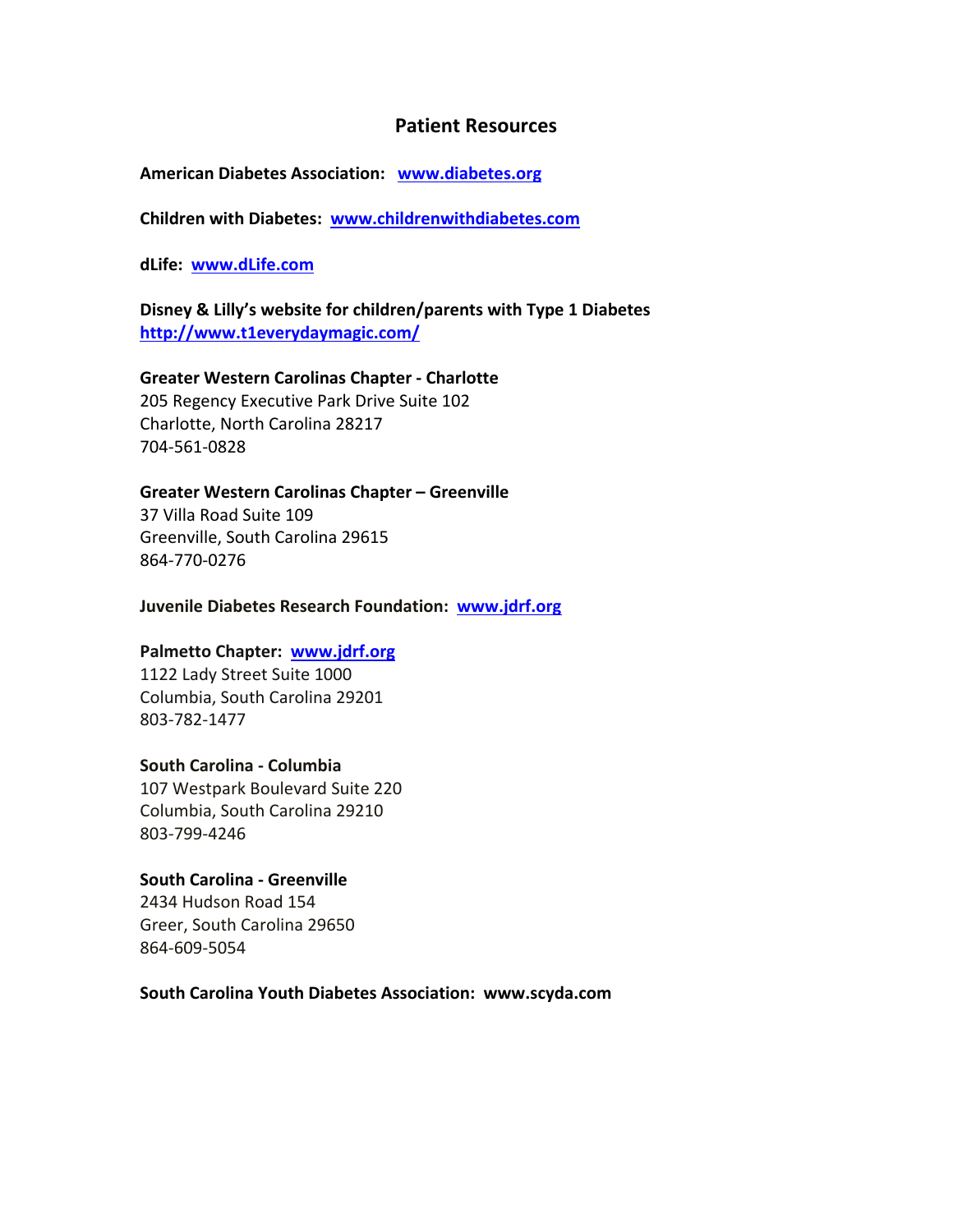## Patient Resources

**American Diabetes Association:** [www.diabetes.org](http://www.diabetes.org)

**Children with Diabetes:** [www.childrenwithdiabetes.com](http://www.childrenwithdiabetes.com)

**dLife:** [www.dLife.com](http://www.dLife.com)

**Disney & Lilly's website for children/parents with Type 1 Diabetes**
[http://www.t1everydaymagic.com/](http://www.t1everydaymagic.com/)

**Greater Western Carolinas Chapter - Charlotte**
205 Regency Executive Park Drive Suite 102
Charlotte, North Carolina 28217
704-561-0828

**Greater Western Carolinas Chapter – Greenville**
37 Villa Road Suite 109
Greenville, South Carolina 29615
864-770-0276

**Juvenile Diabetes Research Foundation:** [www.jdrf.org](http://www.jdrf.org)

**Palmetto Chapter:** [www.jdrf.org](http://www.jdrf.org)
1122 Lady Street Suite 1000
Columbia, South Carolina 29201
803-782-1477

**South Carolina - Columbia**
107 Westpark Boulevard Suite 220
Columbia, South Carolina 29210
803-799-4246

**South Carolina - Greenville**
2434 Hudson Road 154
Greer, South Carolina 29650
864-609-5054

**South Carolina Youth Diabetes Association: www.scyda.com**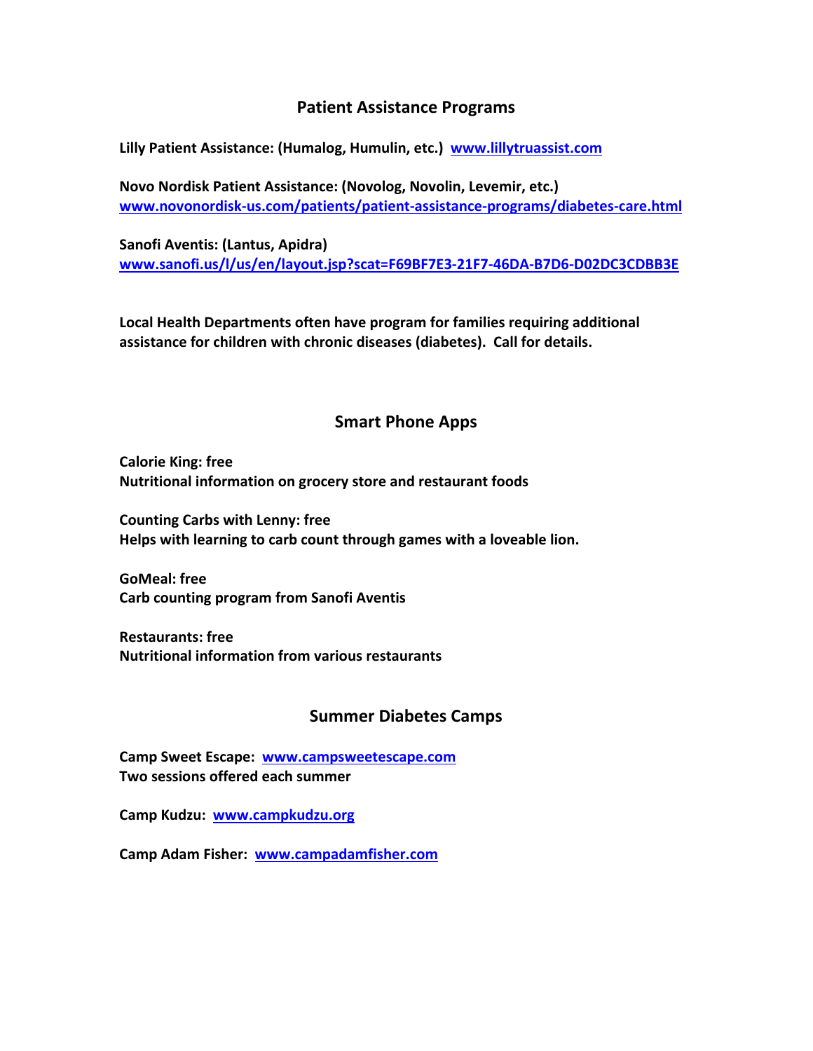## Patient Assistance Programs

**Lilly Patient Assistance: (Humalog, Humulin, etc.)** **[www.lillytruassist.com](http://www.lillytruassist.com)**

**Novo Nordisk Patient Assistance: (Novolog, Novolin, Levemir, etc.)**
**[www.novonordisk-us.com/patients/patient-assistance-programs/diabetes-care.html](http://www.novonordisk-us.com/patients/patient-assistance-programs/diabetes-care.html)**

**Sanofi Aventis: (Lantus, Apidra)**
**[www.sanofi.us/l/us/en/layout.jsp?scat=F69BF7E3-21F7-46DA-B7D6-D02DC3CDBB3E](http://www.sanofi.us/l/us/en/layout.jsp?scat=F69BF7E3-21F7-46DA-B7D6-D02DC3CDBB3E)**

**Local Health Departments often have program for families requiring additional assistance for children with chronic diseases (diabetes). Call for details.**

## Smart Phone Apps

**Calorie King: free**
**Nutritional information on grocery store and restaurant foods**

**Counting Carbs with Lenny: free**
**Helps with learning to carb count through games with a loveable lion.**

**GoMeal: free**
**Carb counting program from Sanofi Aventis**

**Restaurants: free**
**Nutritional information from various restaurants**

## Summer Diabetes Camps

**Camp Sweet Escape:** **[www.campsweetescape.com](http://www.campsweetescape.com)**
**Two sessions offered each summer**

**Camp Kudzu:** **[www.campkudzu.org](http://www.campkudzu.org)**

**Camp Adam Fisher:** **[www.campadamfisher.com](http://www.campadamfisher.com)**